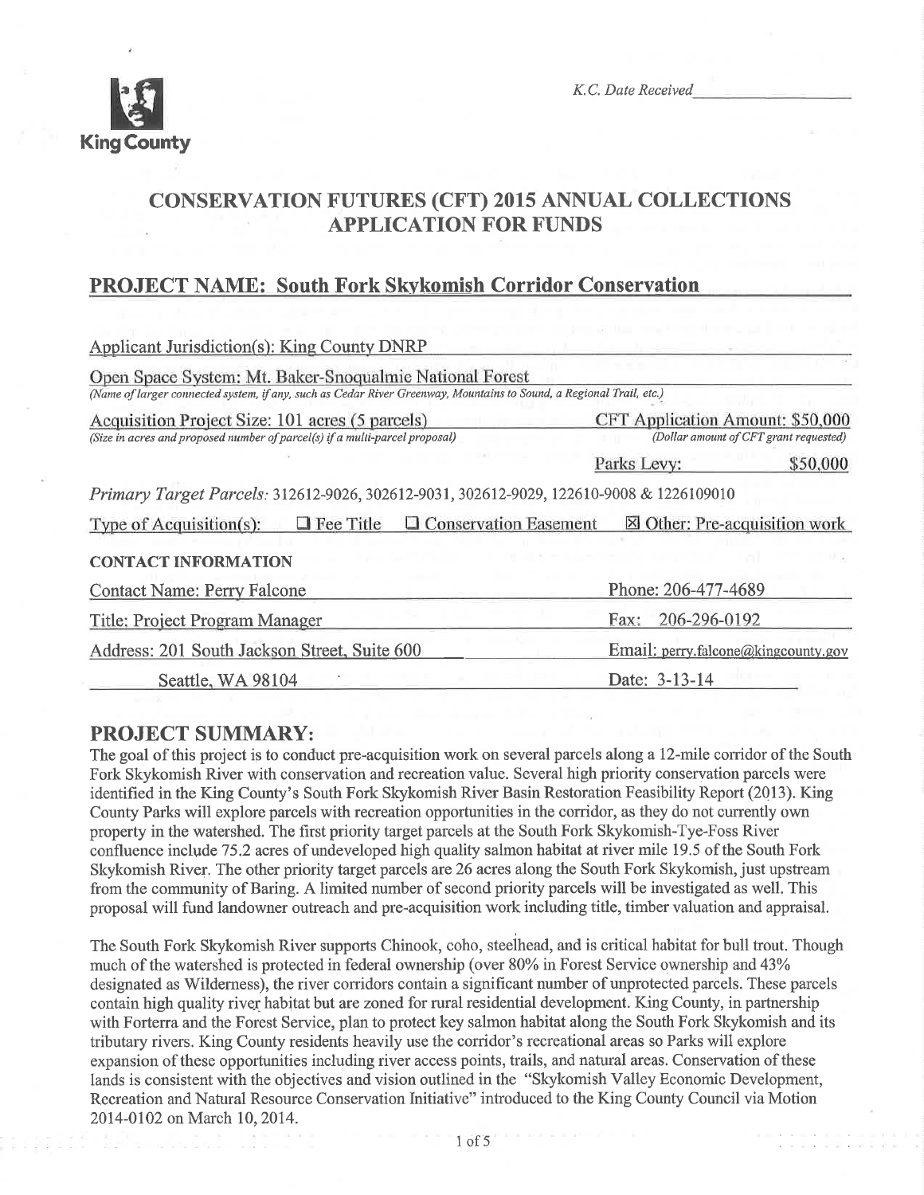King County

*K.C. Date Received*\_\_\_\_\_\_\_\_\_\_\_\_\_\_\_\_

# CONSERVATION FUTURES (CFT) 2015 ANNUAL COLLECTIONS APPLICATION FOR FUNDS

## PROJECT NAME: South Fork Skykomish Corridor Conservation

Applicant Jurisdiction(s): King County DNRP

Open Space System: Mt. Baker-Snoqualmie National Forest
*(Name of larger connected system, if any, such as Cedar River Greenway, Mountains to Sound, a Regional Trail, etc.)*

Acquisition Project Size: 101 acres (5 parcels)
*(Size in acres and proposed number of parcel(s) if a multi-parcel proposal)*

CFT Application Amount: $50,000
*(Dollar amount of CFT grant requested)*

Parks Levy: $50,000

*Primary Target Parcels:* 312612-9026, 302612-9031, 302612-9029, 122610-9008 & 1226109010

Type of Acquisition(s): ☐ Fee Title ☐ Conservation Easement ☒ Other: Pre-acquisition work

**CONTACT INFORMATION**

| | |
|---|---|
| Contact Name: Perry Falcone | Phone: 206-477-4689 |
| Title: Project Program Manager | Fax: 206-296-0192 |
| Address: 201 South Jackson Street, Suite 600 | Email: perry.falcone@kingcounty.gov |
| Seattle, WA 98104 | Date: 3-13-14 |

## PROJECT SUMMARY:

The goal of this project is to conduct pre-acquisition work on several parcels along a 12-mile corridor of the South Fork Skykomish River with conservation and recreation value. Several high priority conservation parcels were identified in the King County's South Fork Skykomish River Basin Restoration Feasibility Report (2013). King County Parks will explore parcels with recreation opportunities in the corridor, as they do not currently own property in the watershed. The first priority target parcels at the South Fork Skykomish-Tye-Foss River confluence include 75.2 acres of undeveloped high quality salmon habitat at river mile 19.5 of the South Fork Skykomish River. The other priority target parcels are 26 acres along the South Fork Skykomish, just upstream from the community of Baring. A limited number of second priority parcels will be investigated as well. This proposal will fund landowner outreach and pre-acquisition work including title, timber valuation and appraisal.

The South Fork Skykomish River supports Chinook, coho, steelhead, and is critical habitat for bull trout. Though much of the watershed is protected in federal ownership (over 80% in Forest Service ownership and 43% designated as Wilderness), the river corridors contain a significant number of unprotected parcels. These parcels contain high quality river habitat but are zoned for rural residential development. King County, in partnership with Forterra and the Forest Service, plan to protect key salmon habitat along the South Fork Skykomish and its tributary rivers. King County residents heavily use the corridor's recreational areas so Parks will explore expansion of these opportunities including river access points, trails, and natural areas. Conservation of these lands is consistent with the objectives and vision outlined in the "Skykomish Valley Economic Development, Recreation and Natural Resource Conservation Initiative" introduced to the King County Council via Motion 2014-0102 on March 10, 2014.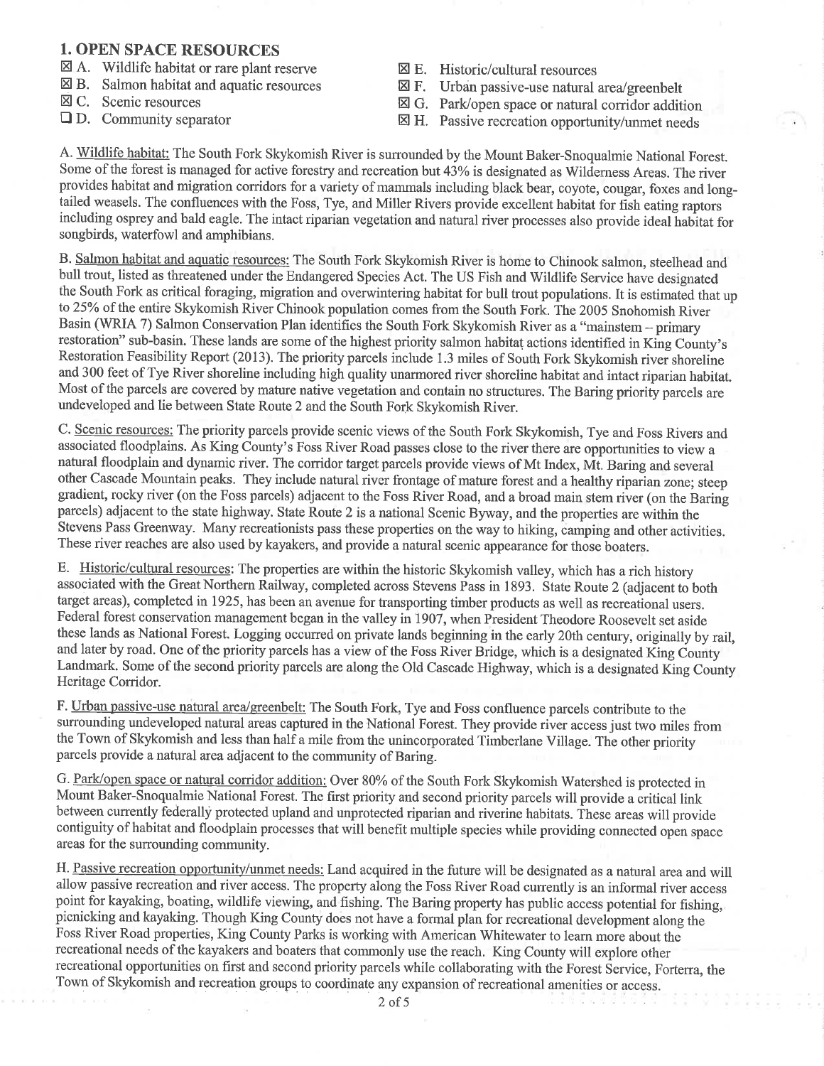## 1. OPEN SPACE RESOURCES

- ☒ A. Wildlife habitat or rare plant reserve
- ☒ B. Salmon habitat and aquatic resources
- ☒ C. Scenic resources
- ☐ D. Community separator
- ☒ E. Historic/cultural resources
- ☒ F. Urban passive-use natural area/greenbelt
- ☒ G. Park/open space or natural corridor addition
- ☒ H. Passive recreation opportunity/unmet needs

A. Wildlife habitat: The South Fork Skykomish River is surrounded by the Mount Baker-Snoqualmie National Forest. Some of the forest is managed for active forestry and recreation but 43% is designated as Wilderness Areas. The river provides habitat and migration corridors for a variety of mammals including black bear, coyote, cougar, foxes and long-tailed weasels. The confluences with the Foss, Tye, and Miller Rivers provide excellent habitat for fish eating raptors including osprey and bald eagle. The intact riparian vegetation and natural river processes also provide ideal habitat for songbirds, waterfowl and amphibians.

B. Salmon habitat and aquatic resources: The South Fork Skykomish River is home to Chinook salmon, steelhead and bull trout, listed as threatened under the Endangered Species Act. The US Fish and Wildlife Service have designated the South Fork as critical foraging, migration and overwintering habitat for bull trout populations. It is estimated that up to 25% of the entire Skykomish River Chinook population comes from the South Fork. The 2005 Snohomish River Basin (WRIA 7) Salmon Conservation Plan identifies the South Fork Skykomish River as a "mainstem – primary restoration" sub-basin. These lands are some of the highest priority salmon habitat actions identified in King County's Restoration Feasibility Report (2013). The priority parcels include 1.3 miles of South Fork Skykomish river shoreline and 300 feet of Tye River shoreline including high quality unarmored river shoreline habitat and intact riparian habitat. Most of the parcels are covered by mature native vegetation and contain no structures. The Baring priority parcels are undeveloped and lie between State Route 2 and the South Fork Skykomish River.

C. Scenic resources: The priority parcels provide scenic views of the South Fork Skykomish, Tye and Foss Rivers and associated floodplains. As King County's Foss River Road passes close to the river there are opportunities to view a natural floodplain and dynamic river. The corridor target parcels provide views of Mt Index, Mt. Baring and several other Cascade Mountain peaks. They include natural river frontage of mature forest and a healthy riparian zone; steep gradient, rocky river (on the Foss parcels) adjacent to the Foss River Road, and a broad main stem river (on the Baring parcels) adjacent to the state highway. State Route 2 is a national Scenic Byway, and the properties are within the Stevens Pass Greenway. Many recreationists pass these properties on the way to hiking, camping and other activities. These river reaches are also used by kayakers, and provide a natural scenic appearance for those boaters.

E. Historic/cultural resources: The properties are within the historic Skykomish valley, which has a rich history associated with the Great Northern Railway, completed across Stevens Pass in 1893. State Route 2 (adjacent to both target areas), completed in 1925, has been an avenue for transporting timber products as well as recreational users. Federal forest conservation management began in the valley in 1907, when President Theodore Roosevelt set aside these lands as National Forest. Logging occurred on private lands beginning in the early 20th century, originally by rail, and later by road. One of the priority parcels has a view of the Foss River Bridge, which is a designated King County Landmark. Some of the second priority parcels are along the Old Cascade Highway, which is a designated King County Heritage Corridor.

F. Urban passive-use natural area/greenbelt: The South Fork, Tye and Foss confluence parcels contribute to the surrounding undeveloped natural areas captured in the National Forest. They provide river access just two miles from the Town of Skykomish and less than half a mile from the unincorporated Timberlane Village. The other priority parcels provide a natural area adjacent to the community of Baring.

G. Park/open space or natural corridor addition: Over 80% of the South Fork Skykomish Watershed is protected in Mount Baker-Snoqualmie National Forest. The first priority and second priority parcels will provide a critical link between currently federally protected upland and unprotected riparian and riverine habitats. These areas will provide contiguity of habitat and floodplain processes that will benefit multiple species while providing connected open space areas for the surrounding community.

H. Passive recreation opportunity/unmet needs: Land acquired in the future will be designated as a natural area and will allow passive recreation and river access. The property along the Foss River Road currently is an informal river access point for kayaking, boating, wildlife viewing, and fishing. The Baring property has public access potential for fishing, picnicking and kayaking. Though King County does not have a formal plan for recreational development along the Foss River Road properties, King County Parks is working with American Whitewater to learn more about the recreational needs of the kayakers and boaters that commonly use the reach. King County will explore other recreational opportunities on first and second priority parcels while collaborating with the Forest Service, Forterra, the Town of Skykomish and recreation groups to coordinate any expansion of recreational amenities or access.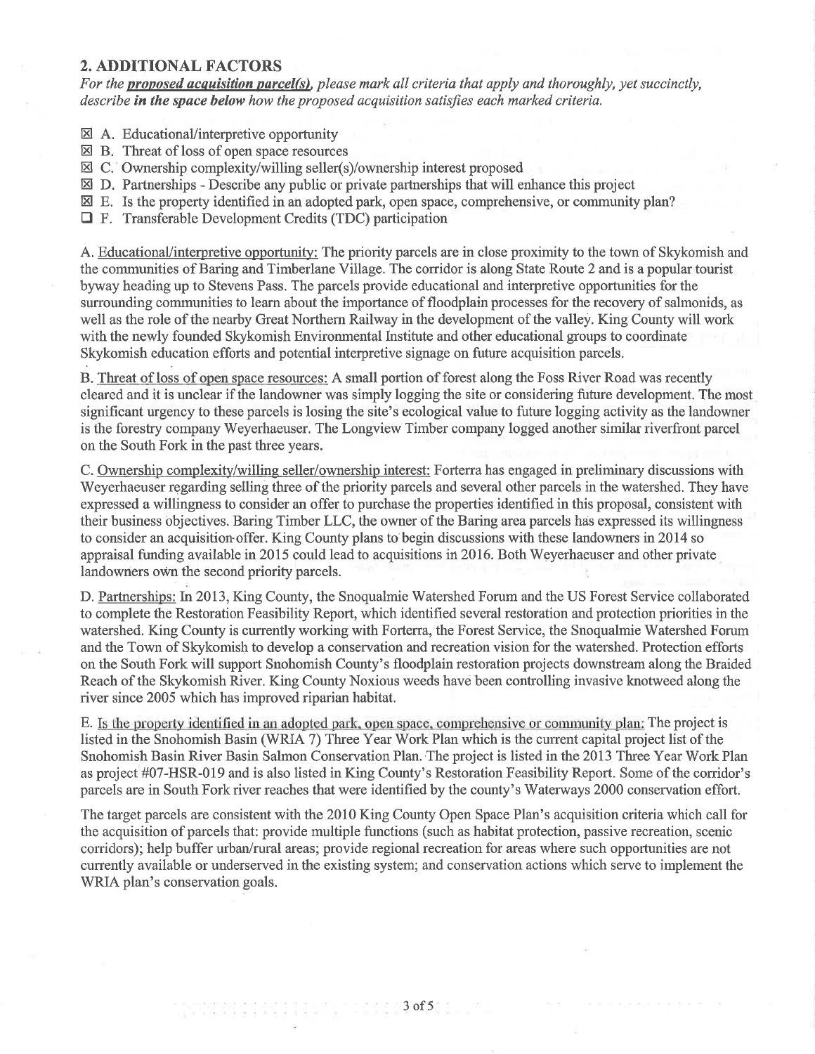## 2. ADDITIONAL FACTORS

*For the* ***proposed acquisition parcel(s)****, please mark all criteria that apply and thoroughly, yet succinctly, describe* ***in the space below*** *how the proposed acquisition satisfies each marked criteria.*

☒ A. Educational/interpretive opportunity
☒ B. Threat of loss of open space resources
☒ C. Ownership complexity/willing seller(s)/ownership interest proposed
☒ D. Partnerships - Describe any public or private partnerships that will enhance this project
☒ E. Is the property identified in an adopted park, open space, comprehensive, or community plan?
☐ F. Transferable Development Credits (TDC) participation

A. Educational/interpretive opportunity: The priority parcels are in close proximity to the town of Skykomish and the communities of Baring and Timberlane Village. The corridor is along State Route 2 and is a popular tourist byway heading up to Stevens Pass. The parcels provide educational and interpretive opportunities for the surrounding communities to learn about the importance of floodplain processes for the recovery of salmonids, as well as the role of the nearby Great Northern Railway in the development of the valley. King County will work with the newly founded Skykomish Environmental Institute and other educational groups to coordinate Skykomish education efforts and potential interpretive signage on future acquisition parcels.

B. Threat of loss of open space resources: A small portion of forest along the Foss River Road was recently cleared and it is unclear if the landowner was simply logging the site or considering future development. The most significant urgency to these parcels is losing the site's ecological value to future logging activity as the landowner is the forestry company Weyerhaeuser. The Longview Timber company logged another similar riverfront parcel on the South Fork in the past three years.

C. Ownership complexity/willing seller/ownership interest: Forterra has engaged in preliminary discussions with Weyerhaeuser regarding selling three of the priority parcels and several other parcels in the watershed. They have expressed a willingness to consider an offer to purchase the properties identified in this proposal, consistent with their business objectives. Baring Timber LLC, the owner of the Baring area parcels has expressed its willingness to consider an acquisition offer. King County plans to begin discussions with these landowners in 2014 so appraisal funding available in 2015 could lead to acquisitions in 2016. Both Weyerhaeuser and other private landowners own the second priority parcels.

D. Partnerships: In 2013, King County, the Snoqualmie Watershed Forum and the US Forest Service collaborated to complete the Restoration Feasibility Report, which identified several restoration and protection priorities in the watershed. King County is currently working with Forterra, the Forest Service, the Snoqualmie Watershed Forum and the Town of Skykomish to develop a conservation and recreation vision for the watershed. Protection efforts on the South Fork will support Snohomish County's floodplain restoration projects downstream along the Braided Reach of the Skykomish River. King County Noxious weeds have been controlling invasive knotweed along the river since 2005 which has improved riparian habitat.

E. Is the property identified in an adopted park, open space, comprehensive or community plan: The project is listed in the Snohomish Basin (WRIA 7) Three Year Work Plan which is the current capital project list of the Snohomish Basin River Basin Salmon Conservation Plan. The project is listed in the 2013 Three Year Work Plan as project #07-HSR-019 and is also listed in King County's Restoration Feasibility Report. Some of the corridor's parcels are in South Fork river reaches that were identified by the county's Waterways 2000 conservation effort.

The target parcels are consistent with the 2010 King County Open Space Plan's acquisition criteria which call for the acquisition of parcels that: provide multiple functions (such as habitat protection, passive recreation, scenic corridors); help buffer urban/rural areas; provide regional recreation for areas where such opportunities are not currently available or underserved in the existing system; and conservation actions which serve to implement the WRIA plan's conservation goals.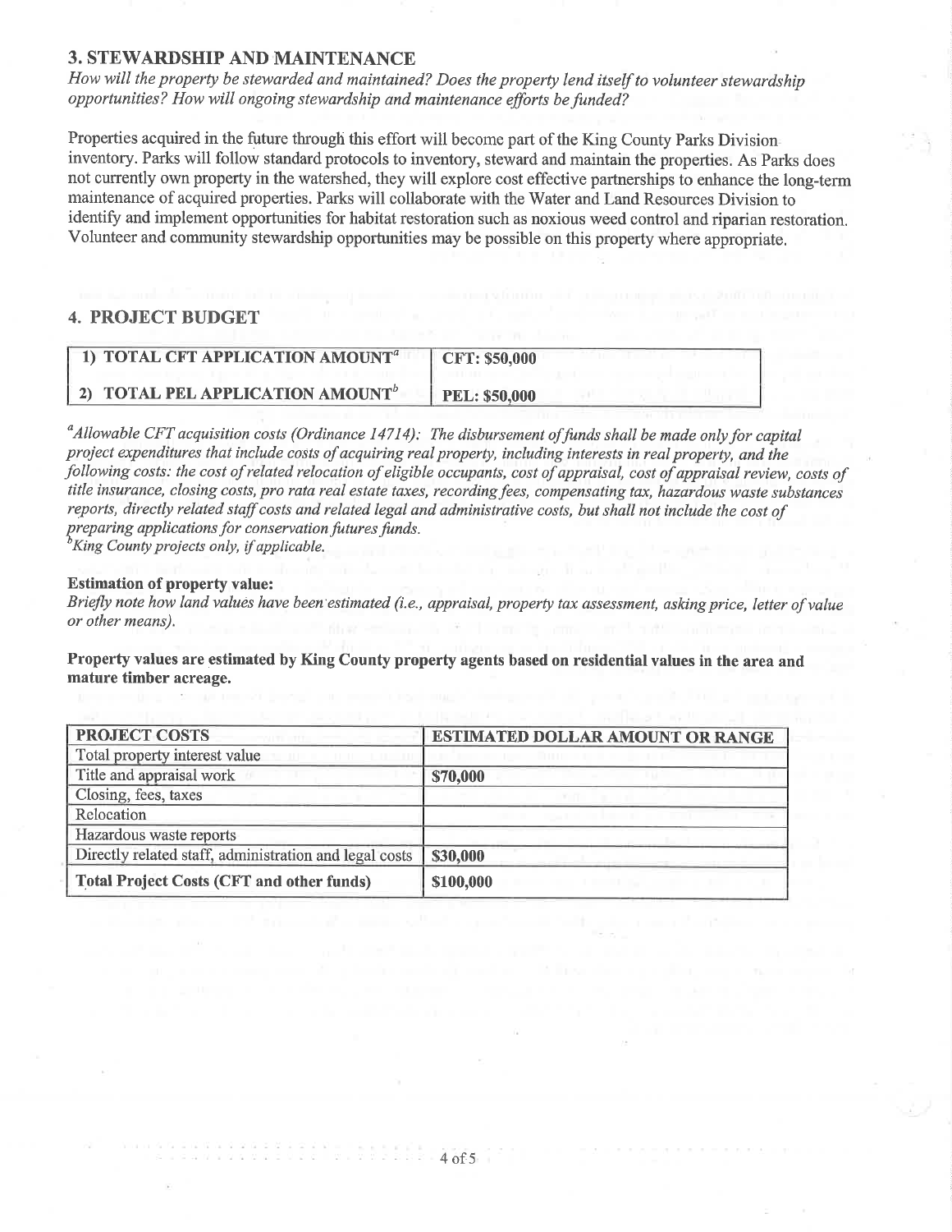## 3. STEWARDSHIP AND MAINTENANCE

*How will the property be stewarded and maintained? Does the property lend itself to volunteer stewardship opportunities? How will ongoing stewardship and maintenance efforts be funded?*

Properties acquired in the future through this effort will become part of the King County Parks Division inventory. Parks will follow standard protocols to inventory, steward and maintain the properties. As Parks does not currently own property in the watershed, they will explore cost effective partnerships to enhance the long-term maintenance of acquired properties. Parks will collaborate with the Water and Land Resources Division to identify and implement opportunities for habitat restoration such as noxious weed control and riparian restoration. Volunteer and community stewardship opportunities may be possible on this property where appropriate.

## 4. PROJECT BUDGET

| | |
|---|---|
| **1) TOTAL CFT APPLICATION AMOUNT[a]** | **CFT: $50,000** |
| **2) TOTAL PEL APPLICATION AMOUNT[b]** | **PEL: $50,000** |

[a]*Allowable CFT acquisition costs (Ordinance 14714): The disbursement of funds shall be made only for capital project expenditures that include costs of acquiring real property, including interests in real property, and the following costs: the cost of related relocation of eligible occupants, cost of appraisal, cost of appraisal review, costs of title insurance, closing costs, pro rata real estate taxes, recording fees, compensating tax, hazardous waste substances reports, directly related staff costs and related legal and administrative costs, but shall not include the cost of preparing applications for conservation futures funds.*
[b]*King County projects only, if applicable.*

**Estimation of property value:**
*Briefly note how land values have been estimated (i.e., appraisal, property tax assessment, asking price, letter of value or other means).*

**Property values are estimated by King County property agents based on residential values in the area and mature timber acreage.**

| PROJECT COSTS | ESTIMATED DOLLAR AMOUNT OR RANGE |
|---|---|
| Total property interest value | |
| Title and appraisal work | **$70,000** |
| Closing, fees, taxes | |
| Relocation | |
| Hazardous waste reports | |
| Directly related staff, administration and legal costs | **$30,000** |
| **Total Project Costs (CFT and other funds)** | **$100,000** |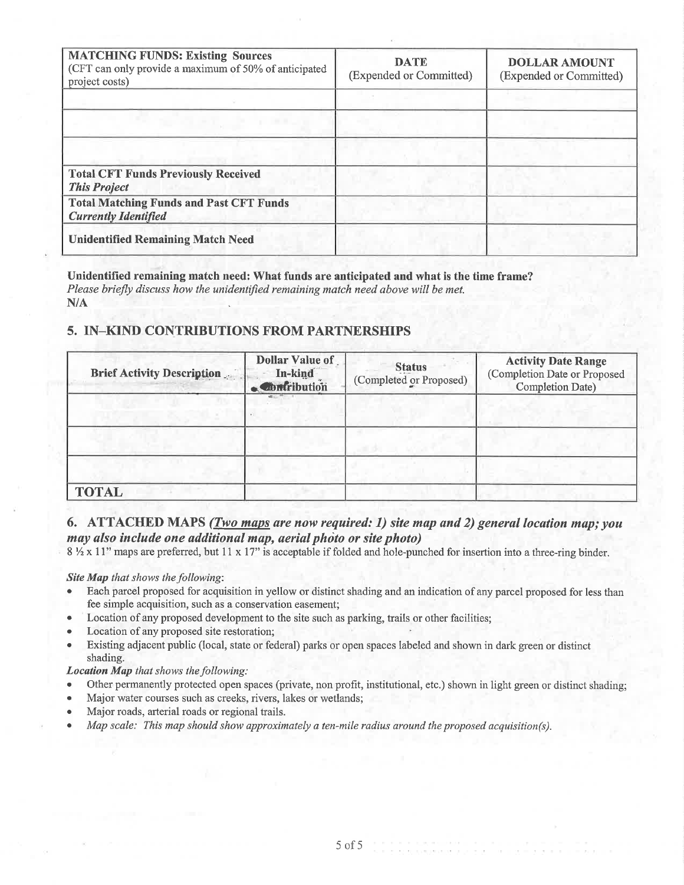| **MATCHING FUNDS: Existing Sources** (CFT can only provide a maximum of 50% of anticipated project costs) | **DATE** (Expended or Committed) | **DOLLAR AMOUNT** (Expended or Committed) |
|---|---|---|
| | | |
| | | |
| | | |
| **Total CFT Funds Previously Received** ***This Project*** | | |
| **Total Matching Funds and Past CFT Funds** ***Currently Identified*** | | |
| **Unidentified Remaining Match Need** | | |

**Unidentified remaining match need: What funds are anticipated and what is the time frame?**
*Please briefly discuss how the unidentified remaining match need above will be met.*
**N/A**

## 5. IN–KIND CONTRIBUTIONS FROM PARTNERSHIPS

| **Brief Activity Description** | **Dollar Value of In-kind Contribution** | **Status** (Completed or Proposed) | **Activity Date Range** (Completion Date or Proposed Completion Date) |
|---|---|---|---|
| | | | |
| | | | |
| | | | |
| **TOTAL** | | | |

## 6. ATTACHED MAPS *(Two maps are now required: 1) site map and 2) general location map; you may also include one additional map, aerial photo or site photo)*

8 ½ x 11" maps are preferred, but 11 x 17" is acceptable if folded and hole-punched for insertion into a three-ring binder.

***Site Map*** *that shows the following*:

- Each parcel proposed for acquisition in yellow or distinct shading and an indication of any parcel proposed for less than fee simple acquisition, such as a conservation easement;
- Location of any proposed development to the site such as parking, trails or other facilities;
- Location of any proposed site restoration;
- Existing adjacent public (local, state or federal) parks or open spaces labeled and shown in dark green or distinct shading.

***Location Map*** *that shows the following:*

- Other permanently protected open spaces (private, non profit, institutional, etc.) shown in light green or distinct shading;
- Major water courses such as creeks, rivers, lakes or wetlands;
- Major roads, arterial roads or regional trails.
- *Map scale: This map should show approximately a ten-mile radius around the proposed acquisition(s).*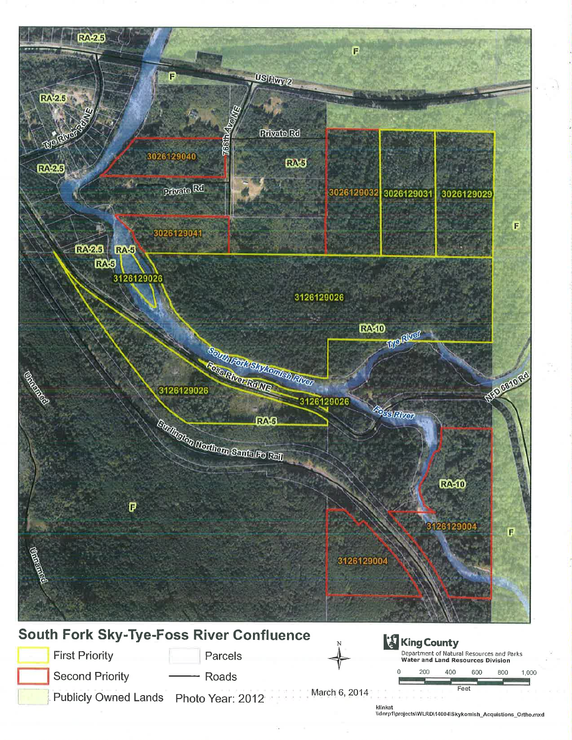# South Fork Sky-Tye-Foss River Confluence

- First Priority
- Second Priority
- Publicly Owned Lands
- Parcels
- Roads

Photo Year: 2012

March 6, 2014

King County
Department of Natural Resources and Parks
Water and Land Resources Division

0 200 400 600 800 1,000
Feet

klinkat
\\dnrp1\projects\WLRD\14004\Skykomish_Acquistions_Ortho.mxd

RA-2.5, F, US Hwy 2, F, RA-2.5, Tye River Rd NE, 766th Ave NE, Private Rd, 3026129040, RA-5, RA-2.5, Private Rd, 3026129032, 3026129031, 3026129029, 3026129041, F, RA-2.5, RA-5, RA-5, 3126129026, 3126129026, RA-10, Tye River, South Fork Skykomish River, Foss River Rd NE, NFD 6810 Rd, Unnamed, 3126129026, 3126129026, Foss River, RA-5, Burlington Northern Santa Fe Rail, RA-10, F, 3126129004, F, Unnamed, 3126129004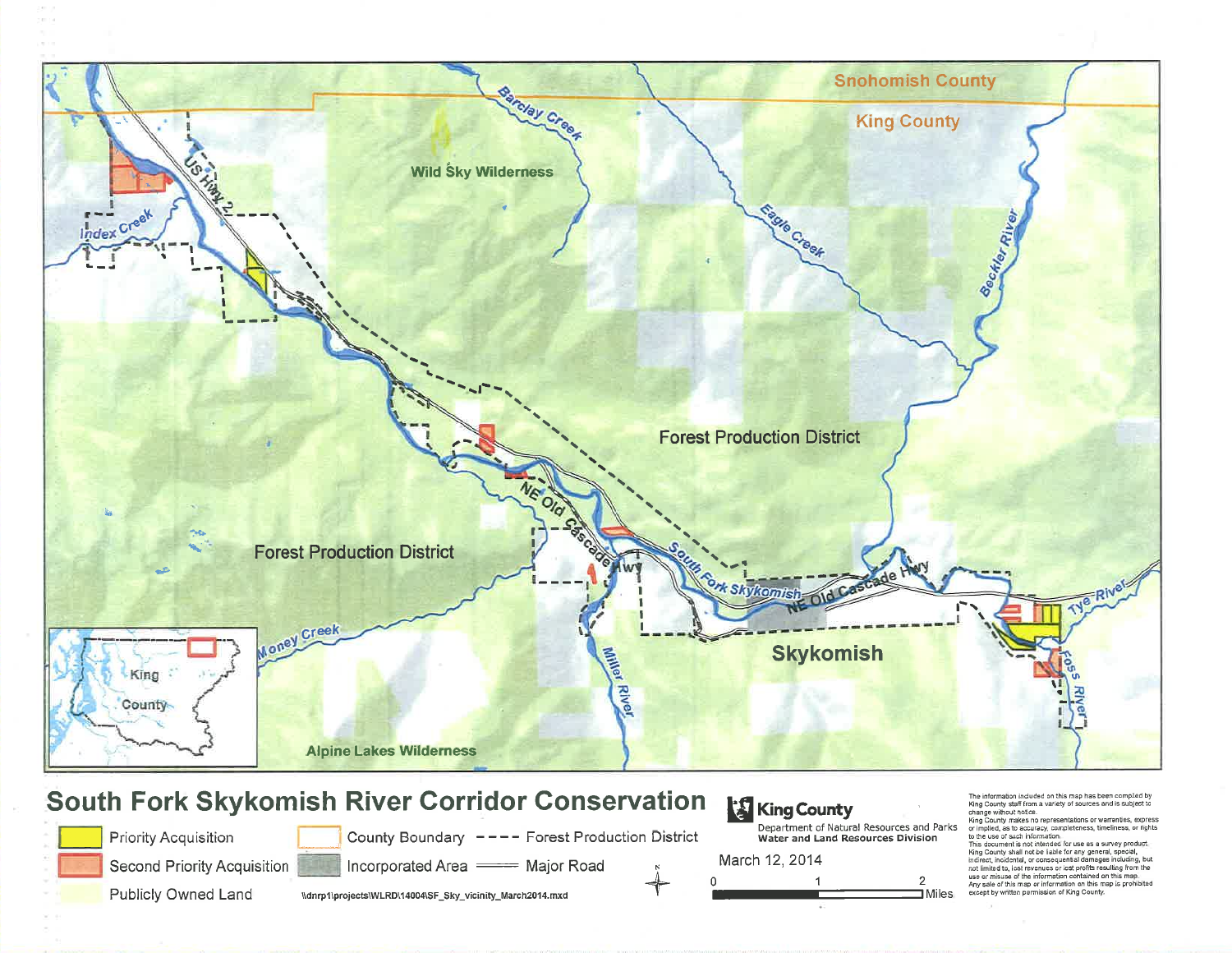Snohomish County

King County

Barclay Creek

Wild Sky Wilderness

Eagle Creek

Beckler River

Index Creek

US Hwy 2

Forest Production District

NE Old Cascade Hwy

South Fork Skykomish

Forest Production District

NE Old Cascade Hwy

Tye River

Money Creek

Miller River

Skykomish

Foss River

King County

Alpine Lakes Wilderness

# South Fork Skykomish River Corridor Conservation

Priority Acquisition

Second Priority Acquisition

Publicly Owned Land

County Boundary

Incorporated Area

Forest Production District

Major Road

\\dnrp1\projects\WLRD\14004\SF_Sky_vicinity_March2014.mxd

N

King County

Department of Natural Resources and Parks
**Water and Land Resources Division**

March 12, 2014

0 1 2 Miles

The information included on this map has been compiled by King County staff from a variety of sources and is subject to change without notice. King County makes no representations or warranties, express or implied, as to accuracy, completeness, timeliness, or rights to the use of such information. This document is not intended for use as a survey product. King County shall not be liable for any general, special, indirect, incidental, or consequential damages including, but not limited to, lost revenues or lost profits resulting from the use or misuse of the information contained on this map. Any sale of this map or information on this map is prohibited except by written permission of King County.